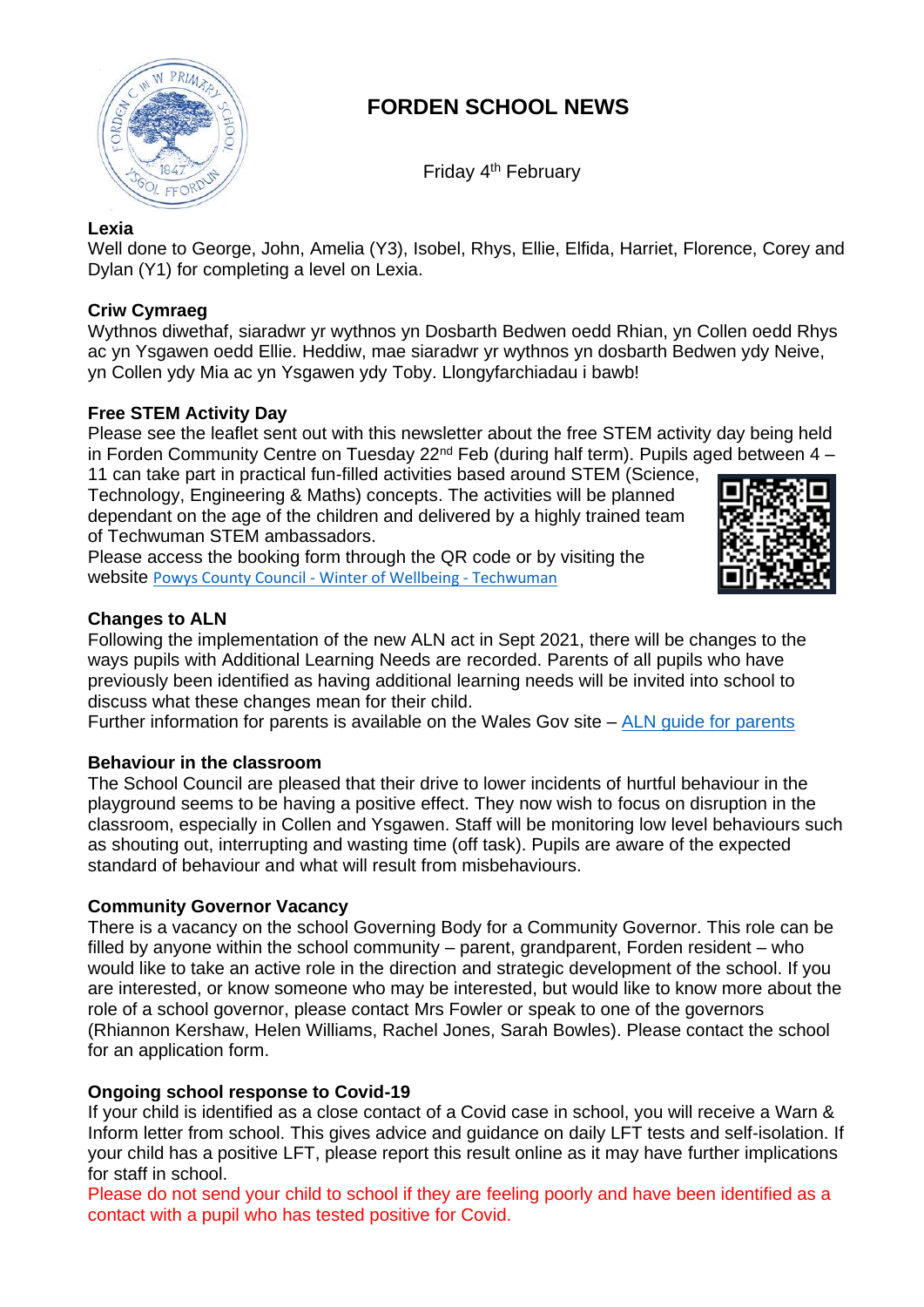# FORDEN SCHOOL NEWS

Friday 4th February

### Lexia

Well done to George, John, Amelia (Y3), Isobel, Rhys, Ellie, Elfida, Harriet, Florence, Corey and Dylan (Y1) for completing a level on Lexia.

### Criw Cymraeg

Wythnos diwethaf, siaradwr yr wythnos yn Dosbarth Bedwen oedd Rhian, yn Collen oedd Rhys ac yn Ysgawen oedd Ellie. Heddiw, mae siaradwr yr wythnos yn dosbarth Bedwen ydy Neive, yn Collen ydy Mia ac yn Ysgawen ydy Toby. Llongyfarchiadau i bawb!

### Free STEM Activity Day

Please see the leaflet sent out with this newsletter about the free STEM activity day being held in Forden Community Centre on Tuesday 22nd Feb (during half term). Pupils aged between 4 – 11 can take part in practical fun-filled activities based around STEM (Science, Technology, Engineering & Maths) concepts. The activities will be planned dependant on the age of the children and delivered by a highly trained team of Techwuman STEM ambassadors.

Please access the booking form through the QR code or by visiting the website Powys County Council - Winter of Wellbeing - Techwuman

### Changes to ALN

Following the implementation of the new ALN act in Sept 2021, there will be changes to the ways pupils with Additional Learning Needs are recorded. Parents of all pupils who have previously been identified as having additional learning needs will be invited into school to discuss what these changes mean for their child.

Further information for parents is available on the Wales Gov site – ALN guide for parents

### Behaviour in the classroom

The School Council are pleased that their drive to lower incidents of hurtful behaviour in the playground seems to be having a positive effect. They now wish to focus on disruption in the classroom, especially in Collen and Ysgawen. Staff will be monitoring low level behaviours such as shouting out, interrupting and wasting time (off task). Pupils are aware of the expected standard of behaviour and what will result from misbehaviours.

### Community Governor Vacancy

There is a vacancy on the school Governing Body for a Community Governor. This role can be filled by anyone within the school community – parent, grandparent, Forden resident – who would like to take an active role in the direction and strategic development of the school. If you are interested, or know someone who may be interested, but would like to know more about the role of a school governor, please contact Mrs Fowler or speak to one of the governors (Rhiannon Kershaw, Helen Williams, Rachel Jones, Sarah Bowles). Please contact the school for an application form.

### Ongoing school response to Covid-19

If your child is identified as a close contact of a Covid case in school, you will receive a Warn & Inform letter from school. This gives advice and guidance on daily LFT tests and self-isolation. If your child has a positive LFT, please report this result online as it may have further implications for staff in school.

Please do not send your child to school if they are feeling poorly and have been identified as a contact with a pupil who has tested positive for Covid.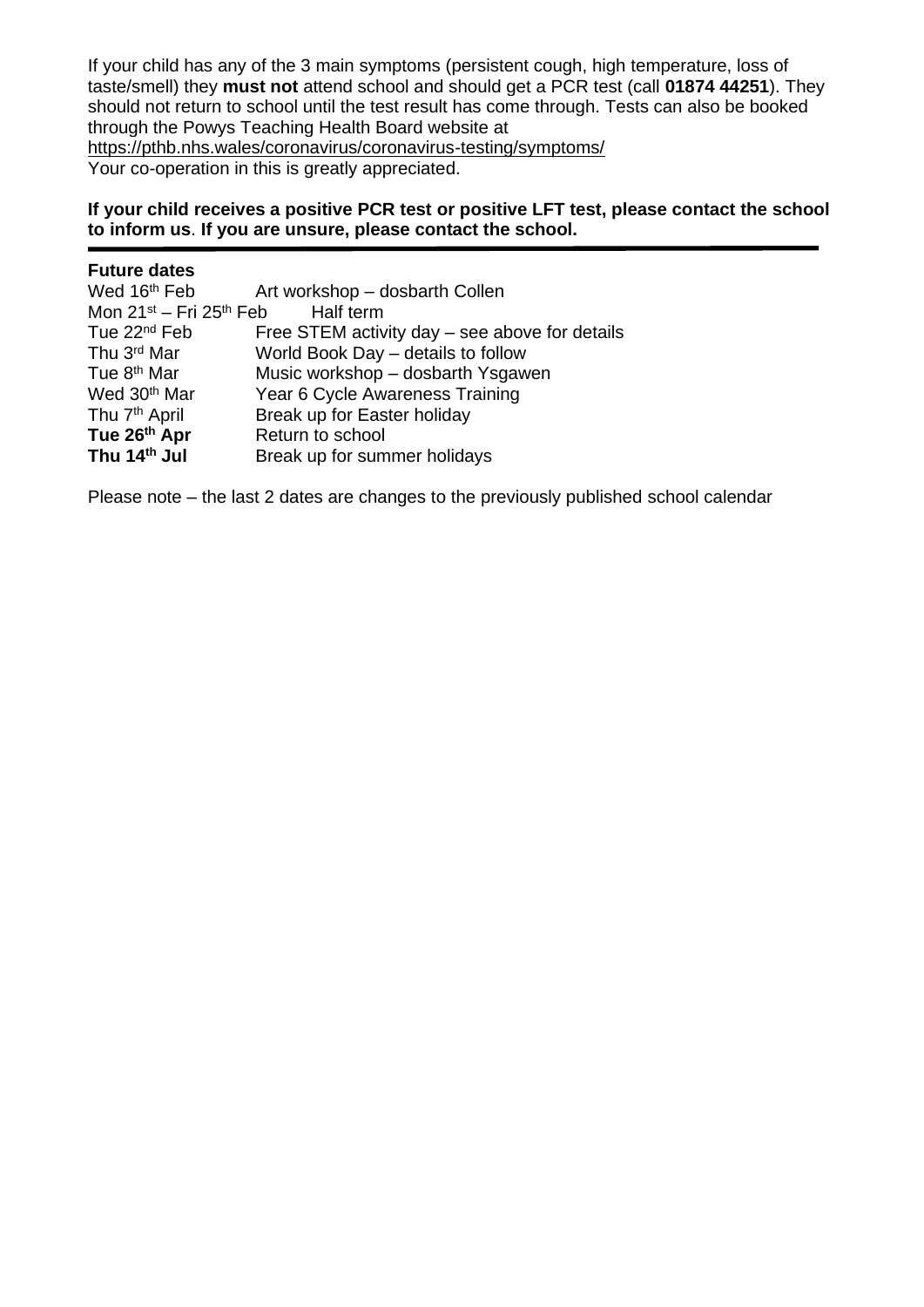If your child has any of the 3 main symptoms (persistent cough, high temperature, loss of taste/smell) they **must not** attend school and should get a PCR test (call **01874 44251**). They should not return to school until the test result has come through. Tests can also be booked through the Powys Teaching Health Board website at https://pthb.nhs.wales/coronavirus/coronavirus-testing/symptoms/
Your co-operation in this is greatly appreciated.

**If your child receives a positive PCR test or positive LFT test, please contact the school to inform us**. **If you are unsure, please contact the school.**

---

**Future dates**

| | |
|---|---|
| Wed 16th Feb | Art workshop – dosbarth Collen |
| Mon 21st – Fri 25th Feb | Half term |
| Tue 22nd Feb | Free STEM activity day – see above for details |
| Thu 3rd Mar | World Book Day – details to follow |
| Tue 8th Mar | Music workshop – dosbarth Ysgawen |
| Wed 30th Mar | Year 6 Cycle Awareness Training |
| Thu 7th April | Break up for Easter holiday |
| **Tue 26th Apr** | Return to school |
| **Thu 14th Jul** | Break up for summer holidays |

Please note – the last 2 dates are changes to the previously published school calendar